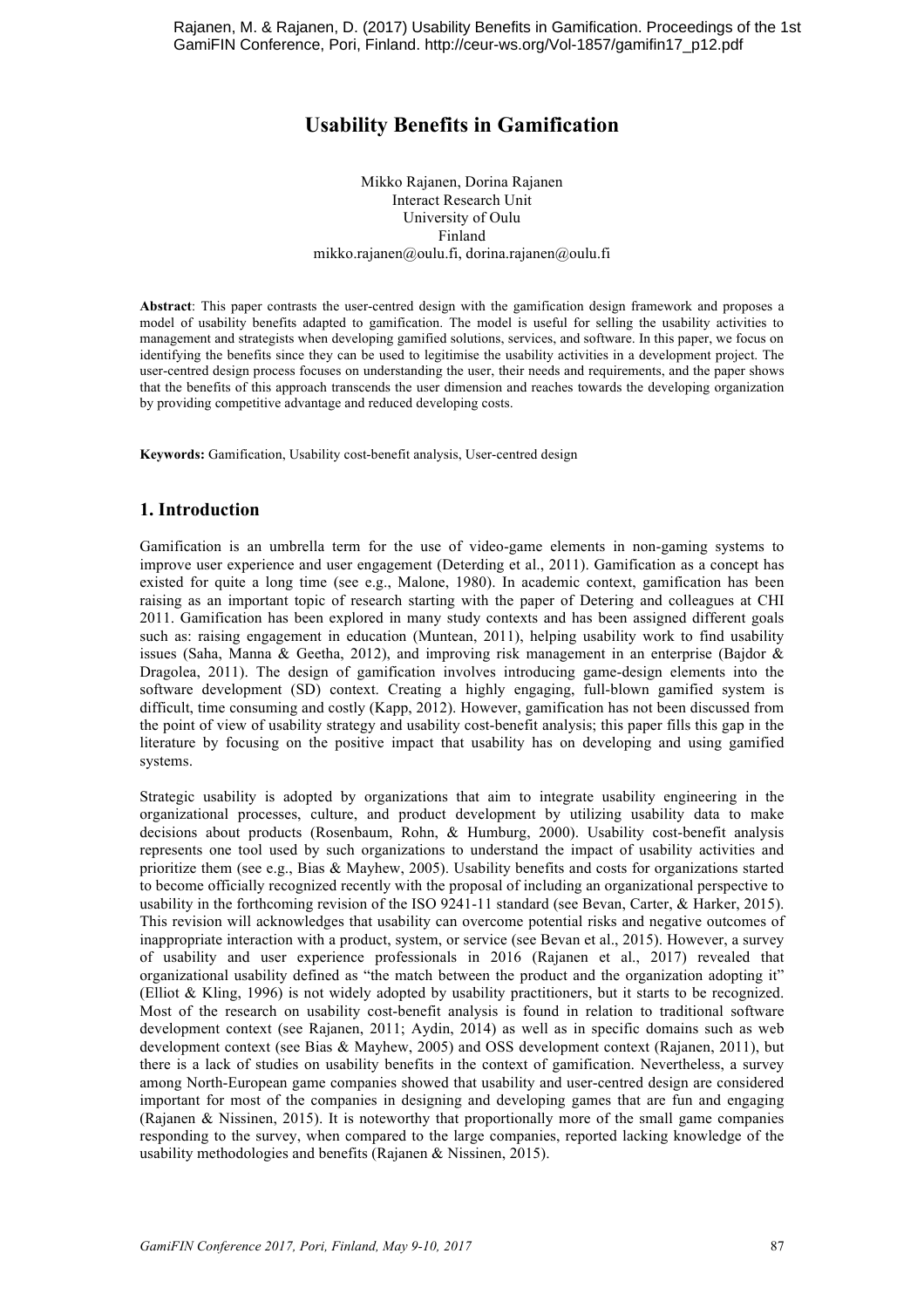Rajanen, M. & Rajanen, D. (2017) Usability Benefits in Gamification. Proceedings of the 1st GamiFIN Conference, Pori, Finland. http://ceur-ws.org/Vol-1857/gamifin17_p12.pdf

# Usability Benefits in Gamification

Mikko Rajanen, Dorina Rajanen
Interact Research Unit
University of Oulu
Finland
mikko.rajanen@oulu.fi, dorina.rajanen@oulu.fi

**Abstract**: This paper contrasts the user-centred design with the gamification design framework and proposes a model of usability benefits adapted to gamification. The model is useful for selling the usability activities to management and strategists when developing gamified solutions, services, and software. In this paper, we focus on identifying the benefits since they can be used to legitimise the usability activities in a development project. The user-centred design process focuses on understanding the user, their needs and requirements, and the paper shows that the benefits of this approach transcends the user dimension and reaches towards the developing organization by providing competitive advantage and reduced developing costs.

**Keywords:** Gamification, Usability cost-benefit analysis, User-centred design

## 1. Introduction

Gamification is an umbrella term for the use of video-game elements in non-gaming systems to improve user experience and user engagement (Deterding et al., 2011). Gamification as a concept has existed for quite a long time (see e.g., Malone, 1980). In academic context, gamification has been raising as an important topic of research starting with the paper of Detering and colleagues at CHI 2011. Gamification has been explored in many study contexts and has been assigned different goals such as: raising engagement in education (Muntean, 2011), helping usability work to find usability issues (Saha, Manna & Geetha, 2012), and improving risk management in an enterprise (Bajdor & Dragolea, 2011). The design of gamification involves introducing game-design elements into the software development (SD) context. Creating a highly engaging, full-blown gamified system is difficult, time consuming and costly (Kapp, 2012). However, gamification has not been discussed from the point of view of usability strategy and usability cost-benefit analysis; this paper fills this gap in the literature by focusing on the positive impact that usability has on developing and using gamified systems.

Strategic usability is adopted by organizations that aim to integrate usability engineering in the organizational processes, culture, and product development by utilizing usability data to make decisions about products (Rosenbaum, Rohn, & Humburg, 2000). Usability cost-benefit analysis represents one tool used by such organizations to understand the impact of usability activities and prioritize them (see e.g., Bias & Mayhew, 2005). Usability benefits and costs for organizations started to become officially recognized recently with the proposal of including an organizational perspective to usability in the forthcoming revision of the ISO 9241-11 standard (see Bevan, Carter, & Harker, 2015). This revision will acknowledges that usability can overcome potential risks and negative outcomes of inappropriate interaction with a product, system, or service (see Bevan et al., 2015). However, a survey of usability and user experience professionals in 2016 (Rajanen et al., 2017) revealed that organizational usability defined as "the match between the product and the organization adopting it" (Elliot & Kling, 1996) is not widely adopted by usability practitioners, but it starts to be recognized. Most of the research on usability cost-benefit analysis is found in relation to traditional software development context (see Rajanen, 2011; Aydin, 2014) as well as in specific domains such as web development context (see Bias & Mayhew, 2005) and OSS development context (Rajanen, 2011), but there is a lack of studies on usability benefits in the context of gamification. Nevertheless, a survey among North-European game companies showed that usability and user-centred design are considered important for most of the companies in designing and developing games that are fun and engaging (Rajanen & Nissinen, 2015). It is noteworthy that proportionally more of the small game companies responding to the survey, when compared to the large companies, reported lacking knowledge of the usability methodologies and benefits (Rajanen & Nissinen, 2015).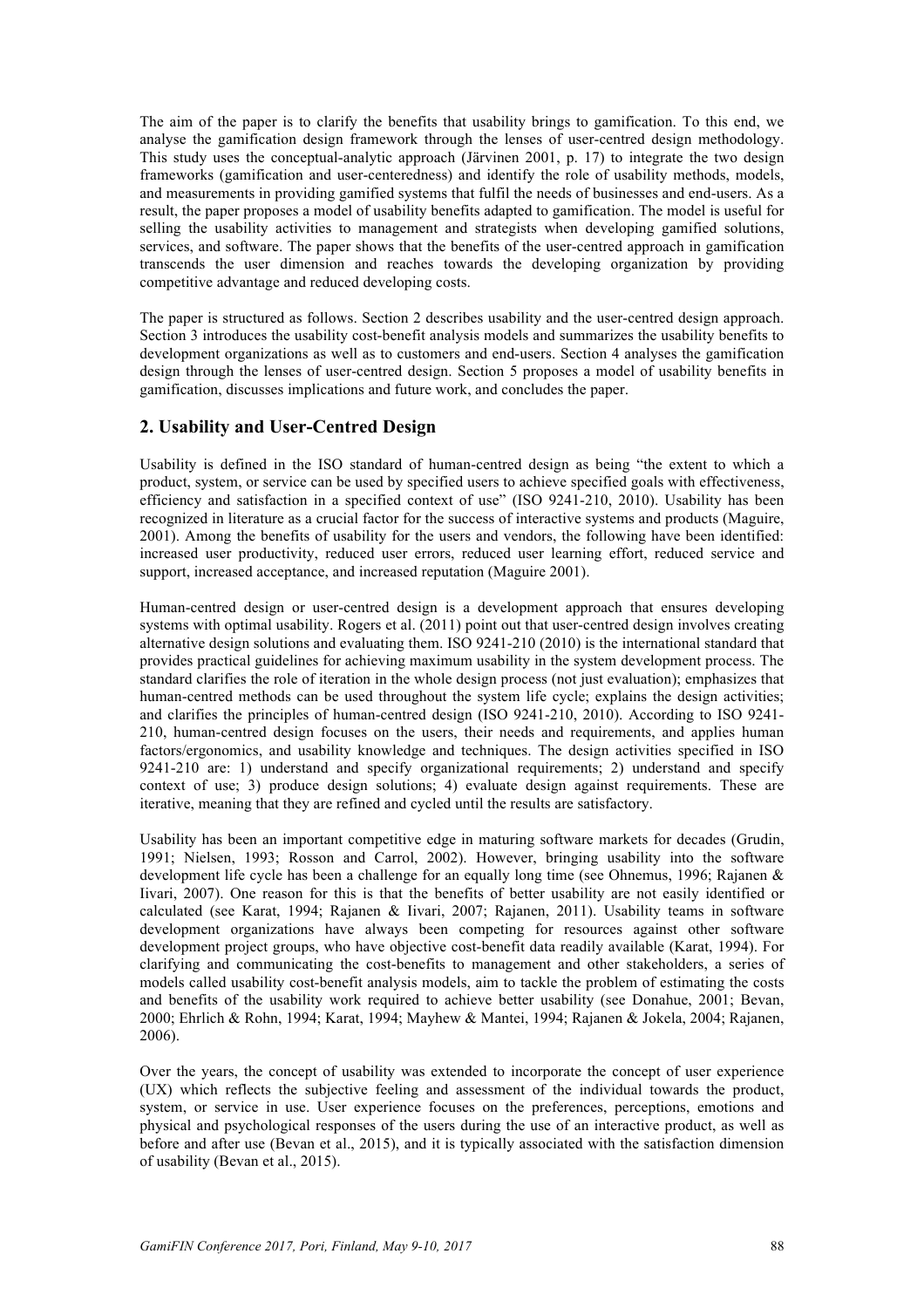The aim of the paper is to clarify the benefits that usability brings to gamification. To this end, we analyse the gamification design framework through the lenses of user-centred design methodology. This study uses the conceptual-analytic approach (Järvinen 2001, p. 17) to integrate the two design frameworks (gamification and user-centeredness) and identify the role of usability methods, models, and measurements in providing gamified systems that fulfil the needs of businesses and end-users. As a result, the paper proposes a model of usability benefits adapted to gamification. The model is useful for selling the usability activities to management and strategists when developing gamified solutions, services, and software. The paper shows that the benefits of the user-centred approach in gamification transcends the user dimension and reaches towards the developing organization by providing competitive advantage and reduced developing costs.

The paper is structured as follows. Section 2 describes usability and the user-centred design approach. Section 3 introduces the usability cost-benefit analysis models and summarizes the usability benefits to development organizations as well as to customers and end-users. Section 4 analyses the gamification design through the lenses of user-centred design. Section 5 proposes a model of usability benefits in gamification, discusses implications and future work, and concludes the paper.

## 2. Usability and User-Centred Design

Usability is defined in the ISO standard of human-centred design as being "the extent to which a product, system, or service can be used by specified users to achieve specified goals with effectiveness, efficiency and satisfaction in a specified context of use" (ISO 9241-210, 2010). Usability has been recognized in literature as a crucial factor for the success of interactive systems and products (Maguire, 2001). Among the benefits of usability for the users and vendors, the following have been identified: increased user productivity, reduced user errors, reduced user learning effort, reduced service and support, increased acceptance, and increased reputation (Maguire 2001).

Human-centred design or user-centred design is a development approach that ensures developing systems with optimal usability. Rogers et al. (2011) point out that user-centred design involves creating alternative design solutions and evaluating them. ISO 9241-210 (2010) is the international standard that provides practical guidelines for achieving maximum usability in the system development process. The standard clarifies the role of iteration in the whole design process (not just evaluation); emphasizes that human-centred methods can be used throughout the system life cycle; explains the design activities; and clarifies the principles of human-centred design (ISO 9241-210, 2010). According to ISO 9241-210, human-centred design focuses on the users, their needs and requirements, and applies human factors/ergonomics, and usability knowledge and techniques. The design activities specified in ISO 9241-210 are: 1) understand and specify organizational requirements; 2) understand and specify context of use; 3) produce design solutions; 4) evaluate design against requirements. These are iterative, meaning that they are refined and cycled until the results are satisfactory.

Usability has been an important competitive edge in maturing software markets for decades (Grudin, 1991; Nielsen, 1993; Rosson and Carrol, 2002). However, bringing usability into the software development life cycle has been a challenge for an equally long time (see Ohnemus, 1996; Rajanen & Iivari, 2007). One reason for this is that the benefits of better usability are not easily identified or calculated (see Karat, 1994; Rajanen & Iivari, 2007; Rajanen, 2011). Usability teams in software development organizations have always been competing for resources against other software development project groups, who have objective cost-benefit data readily available (Karat, 1994). For clarifying and communicating the cost-benefits to management and other stakeholders, a series of models called usability cost-benefit analysis models, aim to tackle the problem of estimating the costs and benefits of the usability work required to achieve better usability (see Donahue, 2001; Bevan, 2000; Ehrlich & Rohn, 1994; Karat, 1994; Mayhew & Mantei, 1994; Rajanen & Jokela, 2004; Rajanen, 2006).

Over the years, the concept of usability was extended to incorporate the concept of user experience (UX) which reflects the subjective feeling and assessment of the individual towards the product, system, or service in use. User experience focuses on the preferences, perceptions, emotions and physical and psychological responses of the users during the use of an interactive product, as well as before and after use (Bevan et al., 2015), and it is typically associated with the satisfaction dimension of usability (Bevan et al., 2015).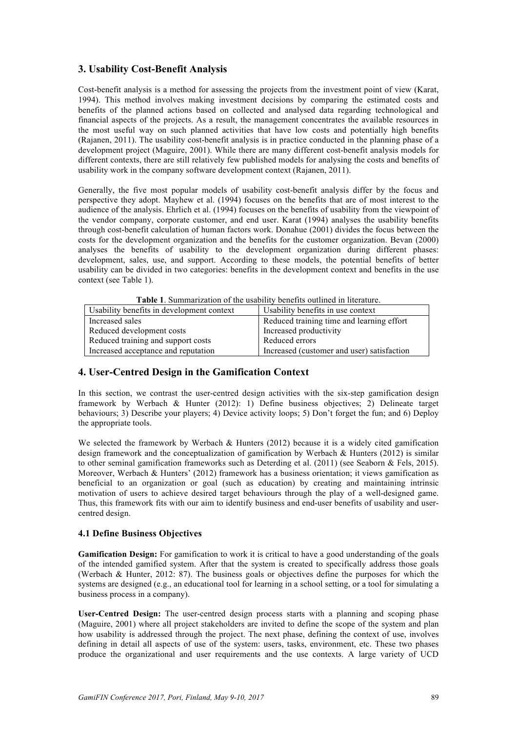## 3. Usability Cost-Benefit Analysis

Cost-benefit analysis is a method for assessing the projects from the investment point of view (Karat, 1994). This method involves making investment decisions by comparing the estimated costs and benefits of the planned actions based on collected and analysed data regarding technological and financial aspects of the projects. As a result, the management concentrates the available resources in the most useful way on such planned activities that have low costs and potentially high benefits (Rajanen, 2011). The usability cost-benefit analysis is in practice conducted in the planning phase of a development project (Maguire, 2001). While there are many different cost-benefit analysis models for different contexts, there are still relatively few published models for analysing the costs and benefits of usability work in the company software development context (Rajanen, 2011).

Generally, the five most popular models of usability cost-benefit analysis differ by the focus and perspective they adopt. Mayhew et al. (1994) focuses on the benefits that are of most interest to the audience of the analysis. Ehrlich et al. (1994) focuses on the benefits of usability from the viewpoint of the vendor company, corporate customer, and end user. Karat (1994) analyses the usability benefits through cost-benefit calculation of human factors work. Donahue (2001) divides the focus between the costs for the development organization and the benefits for the customer organization. Bevan (2000) analyses the benefits of usability to the development organization during different phases: development, sales, use, and support. According to these models, the potential benefits of better usability can be divided in two categories: benefits in the development context and benefits in the use context (see Table 1).

**Table 1**. Summarization of the usability benefits outlined in literature.

| Usability benefits in development context | Usability benefits in use context |
| --- | --- |
| Increased sales | Reduced training time and learning effort |
| Reduced development costs | Increased productivity |
| Reduced training and support costs | Reduced errors |
| Increased acceptance and reputation | Increased (customer and user) satisfaction |

## 4. User-Centred Design in the Gamification Context

In this section, we contrast the user-centred design activities with the six-step gamification design framework by Werbach & Hunter (2012): 1) Define business objectives; 2) Delineate target behaviours; 3) Describe your players; 4) Device activity loops; 5) Don't forget the fun; and 6) Deploy the appropriate tools.

We selected the framework by Werbach & Hunters (2012) because it is a widely cited gamification design framework and the conceptualization of gamification by Werbach & Hunters (2012) is similar to other seminal gamification frameworks such as Deterding et al. (2011) (see Seaborn & Fels, 2015). Moreover, Werbach & Hunters' (2012) framework has a business orientation; it views gamification as beneficial to an organization or goal (such as education) by creating and maintaining intrinsic motivation of users to achieve desired target behaviours through the play of a well-designed game. Thus, this framework fits with our aim to identify business and end-user benefits of usability and user-centred design.

### 4.1 Define Business Objectives

**Gamification Design:** For gamification to work it is critical to have a good understanding of the goals of the intended gamified system. After that the system is created to specifically address those goals (Werbach & Hunter, 2012: 87). The business goals or objectives define the purposes for which the systems are designed (e.g., an educational tool for learning in a school setting, or a tool for simulating a business process in a company).

**User-Centred Design:** The user-centred design process starts with a planning and scoping phase (Maguire, 2001) where all project stakeholders are invited to define the scope of the system and plan how usability is addressed through the project. The next phase, defining the context of use, involves defining in detail all aspects of use of the system: users, tasks, environment, etc. These two phases produce the organizational and user requirements and the use contexts. A large variety of UCD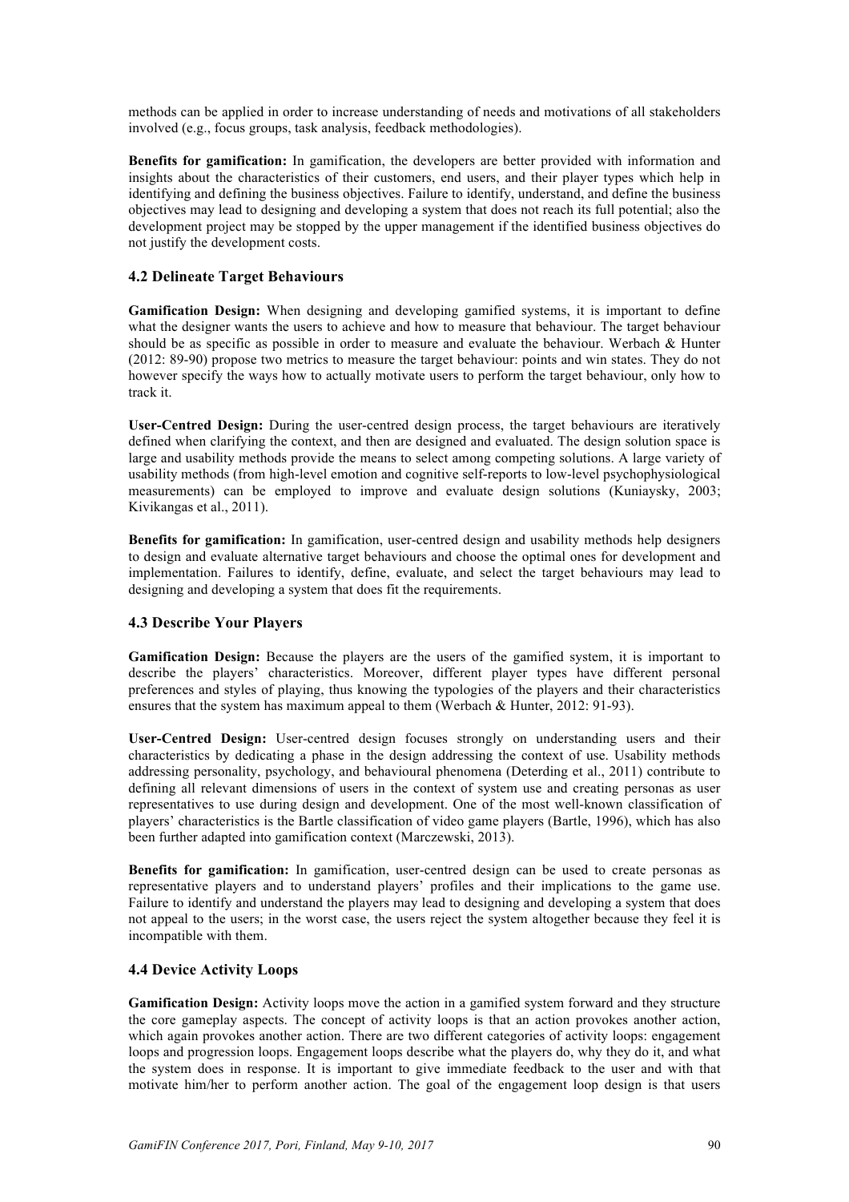methods can be applied in order to increase understanding of needs and motivations of all stakeholders involved (e.g., focus groups, task analysis, feedback methodologies).

**Benefits for gamification:** In gamification, the developers are better provided with information and insights about the characteristics of their customers, end users, and their player types which help in identifying and defining the business objectives. Failure to identify, understand, and define the business objectives may lead to designing and developing a system that does not reach its full potential; also the development project may be stopped by the upper management if the identified business objectives do not justify the development costs.

### 4.2 Delineate Target Behaviours

**Gamification Design:** When designing and developing gamified systems, it is important to define what the designer wants the users to achieve and how to measure that behaviour. The target behaviour should be as specific as possible in order to measure and evaluate the behaviour. Werbach & Hunter (2012: 89-90) propose two metrics to measure the target behaviour: points and win states. They do not however specify the ways how to actually motivate users to perform the target behaviour, only how to track it.

**User-Centred Design:** During the user-centred design process, the target behaviours are iteratively defined when clarifying the context, and then are designed and evaluated. The design solution space is large and usability methods provide the means to select among competing solutions. A large variety of usability methods (from high-level emotion and cognitive self-reports to low-level psychophysiological measurements) can be employed to improve and evaluate design solutions (Kuniaysky, 2003; Kivikangas et al., 2011).

**Benefits for gamification:** In gamification, user-centred design and usability methods help designers to design and evaluate alternative target behaviours and choose the optimal ones for development and implementation. Failures to identify, define, evaluate, and select the target behaviours may lead to designing and developing a system that does fit the requirements.

### 4.3 Describe Your Players

**Gamification Design:** Because the players are the users of the gamified system, it is important to describe the players' characteristics. Moreover, different player types have different personal preferences and styles of playing, thus knowing the typologies of the players and their characteristics ensures that the system has maximum appeal to them (Werbach & Hunter, 2012: 91-93).

**User-Centred Design:** User-centred design focuses strongly on understanding users and their characteristics by dedicating a phase in the design addressing the context of use. Usability methods addressing personality, psychology, and behavioural phenomena (Deterding et al., 2011) contribute to defining all relevant dimensions of users in the context of system use and creating personas as user representatives to use during design and development. One of the most well-known classification of players' characteristics is the Bartle classification of video game players (Bartle, 1996), which has also been further adapted into gamification context (Marczewski, 2013).

**Benefits for gamification:** In gamification, user-centred design can be used to create personas as representative players and to understand players' profiles and their implications to the game use. Failure to identify and understand the players may lead to designing and developing a system that does not appeal to the users; in the worst case, the users reject the system altogether because they feel it is incompatible with them.

### 4.4 Device Activity Loops

**Gamification Design:** Activity loops move the action in a gamified system forward and they structure the core gameplay aspects. The concept of activity loops is that an action provokes another action, which again provokes another action. There are two different categories of activity loops: engagement loops and progression loops. Engagement loops describe what the players do, why they do it, and what the system does in response. It is important to give immediate feedback to the user and with that motivate him/her to perform another action. The goal of the engagement loop design is that users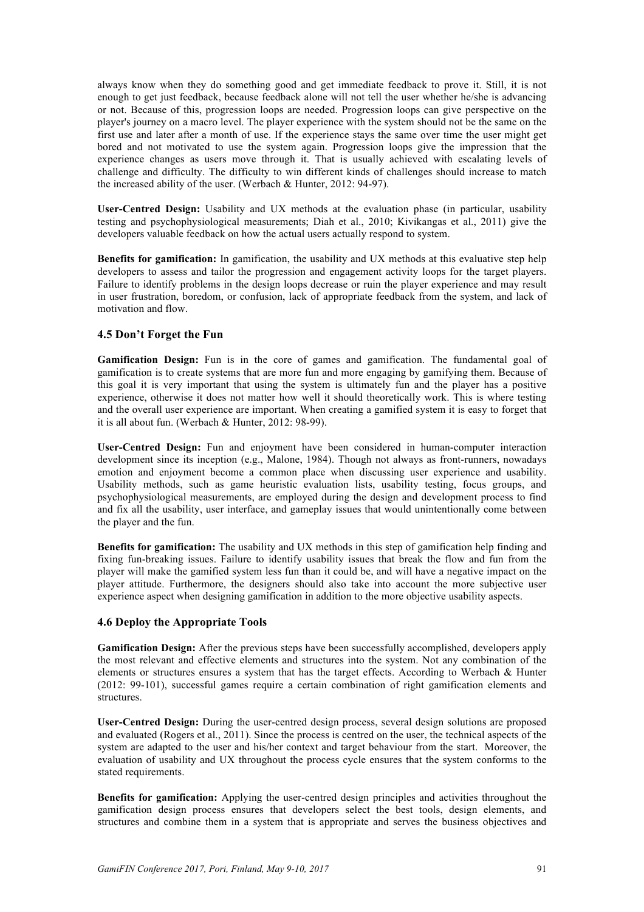always know when they do something good and get immediate feedback to prove it. Still, it is not enough to get just feedback, because feedback alone will not tell the user whether he/she is advancing or not. Because of this, progression loops are needed. Progression loops can give perspective on the player's journey on a macro level. The player experience with the system should not be the same on the first use and later after a month of use. If the experience stays the same over time the user might get bored and not motivated to use the system again. Progression loops give the impression that the experience changes as users move through it. That is usually achieved with escalating levels of challenge and difficulty. The difficulty to win different kinds of challenges should increase to match the increased ability of the user. (Werbach & Hunter, 2012: 94-97).

**User-Centred Design:** Usability and UX methods at the evaluation phase (in particular, usability testing and psychophysiological measurements; Diah et al., 2010; Kivikangas et al., 2011) give the developers valuable feedback on how the actual users actually respond to system.

**Benefits for gamification:** In gamification, the usability and UX methods at this evaluative step help developers to assess and tailor the progression and engagement activity loops for the target players. Failure to identify problems in the design loops decrease or ruin the player experience and may result in user frustration, boredom, or confusion, lack of appropriate feedback from the system, and lack of motivation and flow.

### 4.5 Don't Forget the Fun

**Gamification Design:** Fun is in the core of games and gamification. The fundamental goal of gamification is to create systems that are more fun and more engaging by gamifying them. Because of this goal it is very important that using the system is ultimately fun and the player has a positive experience, otherwise it does not matter how well it should theoretically work. This is where testing and the overall user experience are important. When creating a gamified system it is easy to forget that it is all about fun. (Werbach & Hunter, 2012: 98-99).

**User-Centred Design:** Fun and enjoyment have been considered in human-computer interaction development since its inception (e.g., Malone, 1984). Though not always as front-runners, nowadays emotion and enjoyment become a common place when discussing user experience and usability. Usability methods, such as game heuristic evaluation lists, usability testing, focus groups, and psychophysiological measurements, are employed during the design and development process to find and fix all the usability, user interface, and gameplay issues that would unintentionally come between the player and the fun.

**Benefits for gamification:** The usability and UX methods in this step of gamification help finding and fixing fun-breaking issues. Failure to identify usability issues that break the flow and fun from the player will make the gamified system less fun than it could be, and will have a negative impact on the player attitude. Furthermore, the designers should also take into account the more subjective user experience aspect when designing gamification in addition to the more objective usability aspects.

### 4.6 Deploy the Appropriate Tools

**Gamification Design:** After the previous steps have been successfully accomplished, developers apply the most relevant and effective elements and structures into the system. Not any combination of the elements or structures ensures a system that has the target effects. According to Werbach & Hunter (2012: 99-101), successful games require a certain combination of right gamification elements and structures.

**User-Centred Design:** During the user-centred design process, several design solutions are proposed and evaluated (Rogers et al., 2011). Since the process is centred on the user, the technical aspects of the system are adapted to the user and his/her context and target behaviour from the start. Moreover, the evaluation of usability and UX throughout the process cycle ensures that the system conforms to the stated requirements.

**Benefits for gamification:** Applying the user-centred design principles and activities throughout the gamification design process ensures that developers select the best tools, design elements, and structures and combine them in a system that is appropriate and serves the business objectives and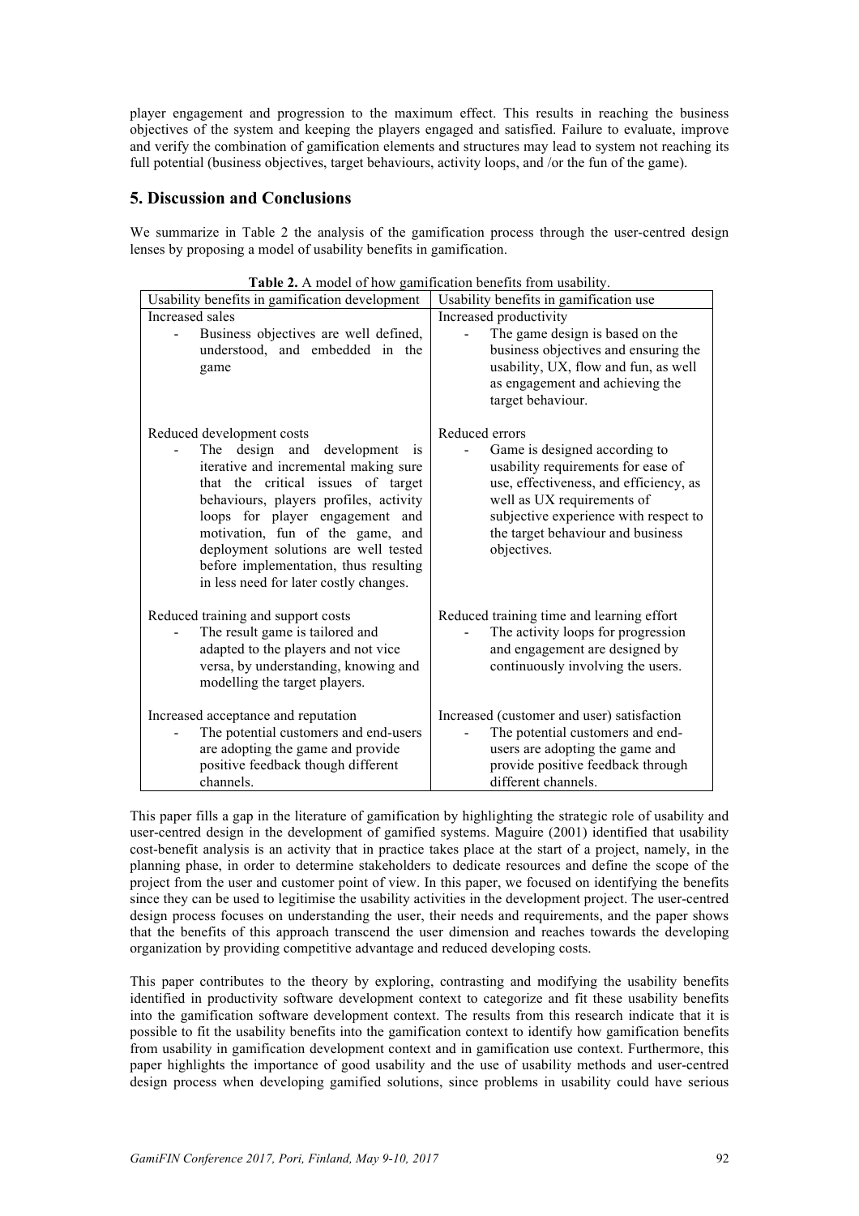player engagement and progression to the maximum effect. This results in reaching the business objectives of the system and keeping the players engaged and satisfied. Failure to evaluate, improve and verify the combination of gamification elements and structures may lead to system not reaching its full potential (business objectives, target behaviours, activity loops, and /or the fun of the game).

## 5. Discussion and Conclusions

We summarize in Table 2 the analysis of the gamification process through the user-centred design lenses by proposing a model of usability benefits in gamification.

**Table 2.** A model of how gamification benefits from usability.

| Usability benefits in gamification development | Usability benefits in gamification use |
|---|---|
| Increased sales<br>- Business objectives are well defined, understood, and embedded in the game | Increased productivity<br>- The game design is based on the business objectives and ensuring the usability, UX, flow and fun, as well as engagement and achieving the target behaviour. |
| Reduced development costs<br>- The design and development is iterative and incremental making sure that the critical issues of target behaviours, players profiles, activity loops for player engagement and motivation, fun of the game, and deployment solutions are well tested before implementation, thus resulting in less need for later costly changes. | Reduced errors<br>- Game is designed according to usability requirements for ease of use, effectiveness, and efficiency, as well as UX requirements of subjective experience with respect to the target behaviour and business objectives. |
| Reduced training and support costs<br>- The result game is tailored and adapted to the players and not vice versa, by understanding, knowing and modelling the target players. | Reduced training time and learning effort<br>- The activity loops for progression and engagement are designed by continuously involving the users. |
| Increased acceptance and reputation<br>- The potential customers and end-users are adopting the game and provide positive feedback though different channels. | Increased (customer and user) satisfaction<br>- The potential customers and end-users are adopting the game and provide positive feedback through different channels. |

This paper fills a gap in the literature of gamification by highlighting the strategic role of usability and user-centred design in the development of gamified systems. Maguire (2001) identified that usability cost-benefit analysis is an activity that in practice takes place at the start of a project, namely, in the planning phase, in order to determine stakeholders to dedicate resources and define the scope of the project from the user and customer point of view. In this paper, we focused on identifying the benefits since they can be used to legitimise the usability activities in the development project. The user-centred design process focuses on understanding the user, their needs and requirements, and the paper shows that the benefits of this approach transcend the user dimension and reaches towards the developing organization by providing competitive advantage and reduced developing costs.

This paper contributes to the theory by exploring, contrasting and modifying the usability benefits identified in productivity software development context to categorize and fit these usability benefits into the gamification software development context. The results from this research indicate that it is possible to fit the usability benefits into the gamification context to identify how gamification benefits from usability in gamification development context and in gamification use context. Furthermore, this paper highlights the importance of good usability and the use of usability methods and user-centred design process when developing gamified solutions, since problems in usability could have serious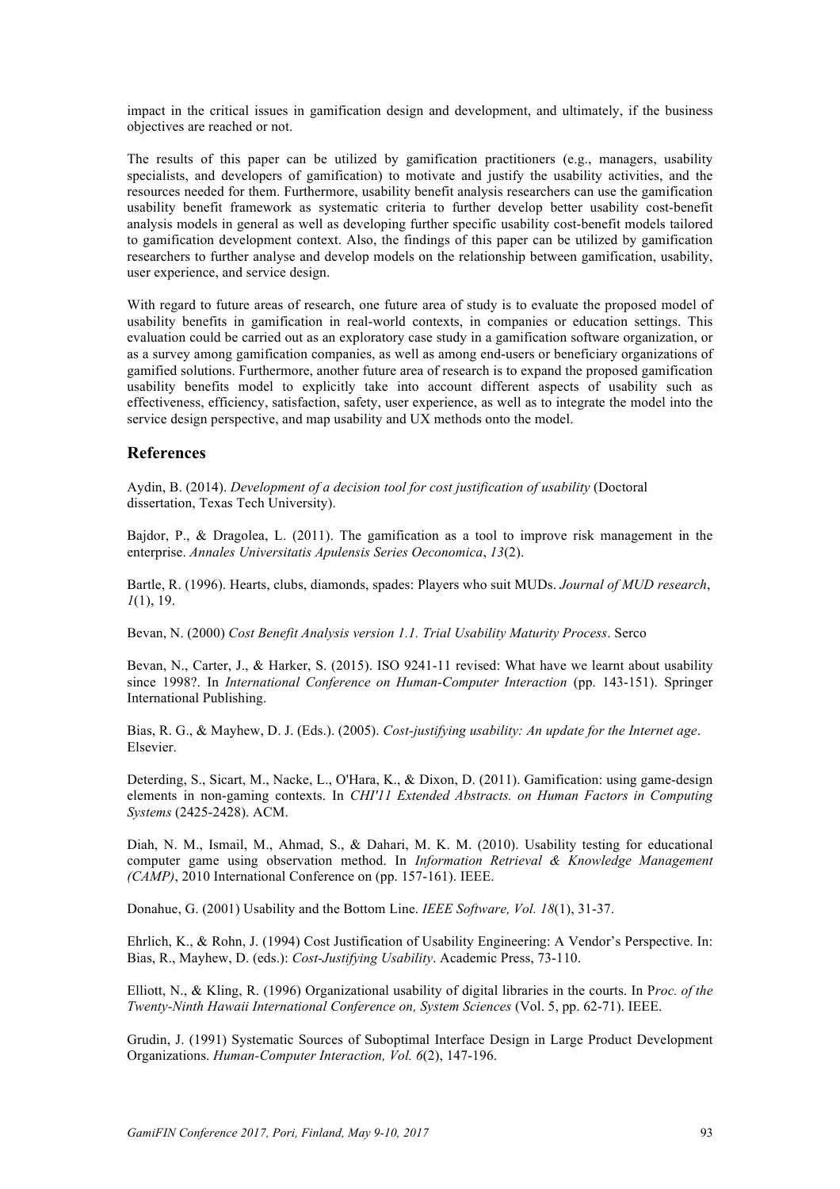impact in the critical issues in gamification design and development, and ultimately, if the business objectives are reached or not.

The results of this paper can be utilized by gamification practitioners (e.g., managers, usability specialists, and developers of gamification) to motivate and justify the usability activities, and the resources needed for them. Furthermore, usability benefit analysis researchers can use the gamification usability benefit framework as systematic criteria to further develop better usability cost-benefit analysis models in general as well as developing further specific usability cost-benefit models tailored to gamification development context. Also, the findings of this paper can be utilized by gamification researchers to further analyse and develop models on the relationship between gamification, usability, user experience, and service design.

With regard to future areas of research, one future area of study is to evaluate the proposed model of usability benefits in gamification in real-world contexts, in companies or education settings. This evaluation could be carried out as an exploratory case study in a gamification software organization, or as a survey among gamification companies, as well as among end-users or beneficiary organizations of gamified solutions. Furthermore, another future area of research is to expand the proposed gamification usability benefits model to explicitly take into account different aspects of usability such as effectiveness, efficiency, satisfaction, safety, user experience, as well as to integrate the model into the service design perspective, and map usability and UX methods onto the model.

## References

Aydin, B. (2014). *Development of a decision tool for cost justification of usability* (Doctoral dissertation, Texas Tech University).

Bajdor, P., & Dragolea, L. (2011). The gamification as a tool to improve risk management in the enterprise. *Annales Universitatis Apulensis Series Oeconomica*, *13*(2).

Bartle, R. (1996). Hearts, clubs, diamonds, spades: Players who suit MUDs. *Journal of MUD research*, *1*(1), 19.

Bevan, N. (2000) *Cost Benefit Analysis version 1.1. Trial Usability Maturity Process*. Serco

Bevan, N., Carter, J., & Harker, S. (2015). ISO 9241-11 revised: What have we learnt about usability since 1998?. In *International Conference on Human-Computer Interaction* (pp. 143-151). Springer International Publishing.

Bias, R. G., & Mayhew, D. J. (Eds.). (2005). *Cost-justifying usability: An update for the Internet age*. Elsevier.

Deterding, S., Sicart, M., Nacke, L., O'Hara, K., & Dixon, D. (2011). Gamification: using game-design elements in non-gaming contexts. In *CHI'11 Extended Abstracts. on Human Factors in Computing Systems* (2425-2428). ACM.

Diah, N. M., Ismail, M., Ahmad, S., & Dahari, M. K. M. (2010). Usability testing for educational computer game using observation method. In *Information Retrieval & Knowledge Management (CAMP)*, 2010 International Conference on (pp. 157-161). IEEE.

Donahue, G. (2001) Usability and the Bottom Line. *IEEE Software, Vol. 18*(1), 31-37.

Ehrlich, K., & Rohn, J. (1994) Cost Justification of Usability Engineering: A Vendor's Perspective. In: Bias, R., Mayhew, D. (eds.): *Cost-Justifying Usability*. Academic Press, 73-110.

Elliott, N., & Kling, R. (1996) Organizational usability of digital libraries in the courts. In P*roc. of the Twenty-Ninth Hawaii International Conference on, System Sciences* (Vol. 5, pp. 62-71). IEEE.

Grudin, J. (1991) Systematic Sources of Suboptimal Interface Design in Large Product Development Organizations. *Human-Computer Interaction, Vol. 6*(2), 147-196.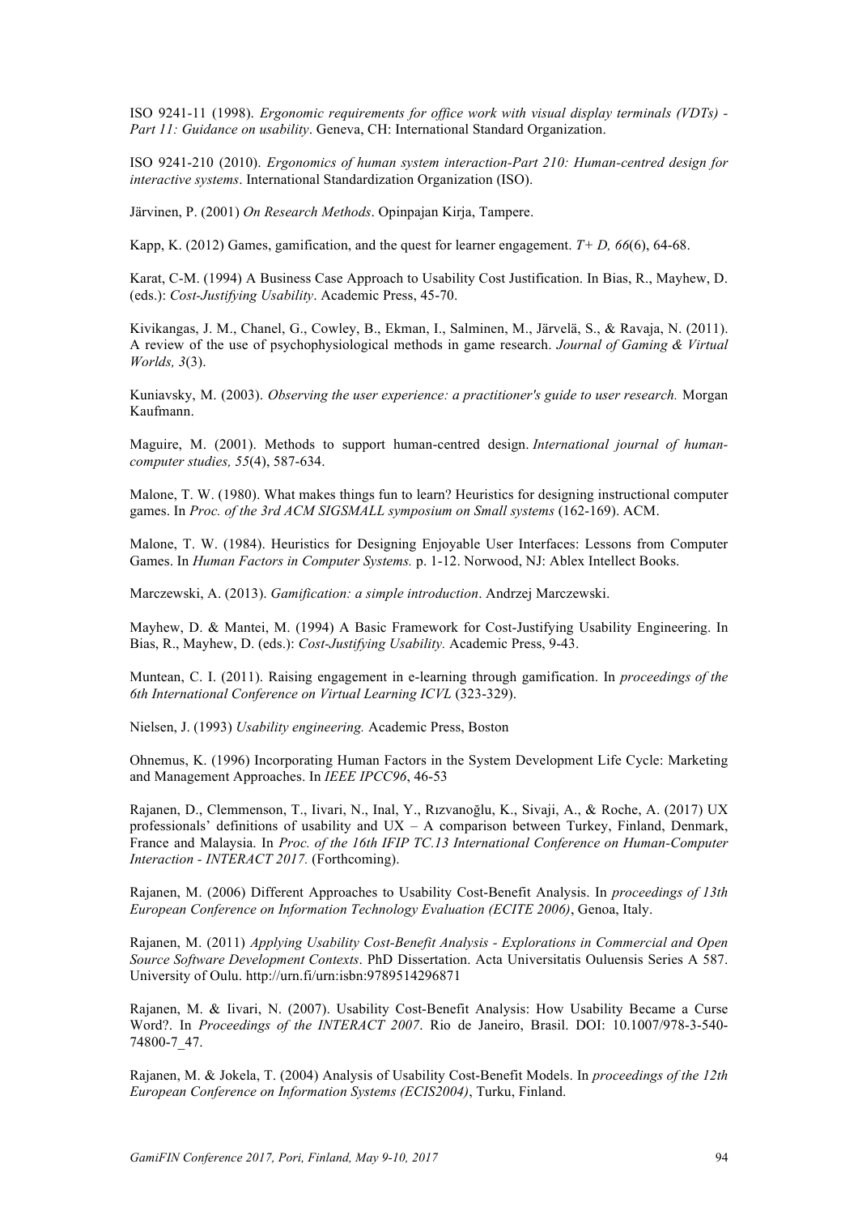ISO 9241-11 (1998). *Ergonomic requirements for office work with visual display terminals (VDTs) - Part 11: Guidance on usability*. Geneva, CH: International Standard Organization.

ISO 9241-210 (2010). *Ergonomics of human system interaction-Part 210: Human-centred design for interactive systems*. International Standardization Organization (ISO).

Järvinen, P. (2001) *On Research Methods*. Opinpajan Kirja, Tampere.

Kapp, K. (2012) Games, gamification, and the quest for learner engagement. *T+ D, 66*(6), 64-68.

Karat, C-M. (1994) A Business Case Approach to Usability Cost Justification. In Bias, R., Mayhew, D. (eds.): *Cost-Justifying Usability*. Academic Press, 45-70.

Kivikangas, J. M., Chanel, G., Cowley, B., Ekman, I., Salminen, M., Järvelä, S., & Ravaja, N. (2011). A review of the use of psychophysiological methods in game research. *Journal of Gaming & Virtual Worlds, 3*(3).

Kuniavsky, M. (2003). *Observing the user experience: a practitioner's guide to user research.* Morgan Kaufmann.

Maguire, M. (2001). Methods to support human-centred design. *International journal of human-computer studies, 55*(4), 587-634.

Malone, T. W. (1980). What makes things fun to learn? Heuristics for designing instructional computer games. In *Proc. of the 3rd ACM SIGSMALL symposium on Small systems* (162-169). ACM.

Malone, T. W. (1984). Heuristics for Designing Enjoyable User Interfaces: Lessons from Computer Games. In *Human Factors in Computer Systems.* p. 1-12. Norwood, NJ: Ablex Intellect Books.

Marczewski, A. (2013). *Gamification: a simple introduction*. Andrzej Marczewski.

Mayhew, D. & Mantei, M. (1994) A Basic Framework for Cost-Justifying Usability Engineering. In Bias, R., Mayhew, D. (eds.): *Cost-Justifying Usability.* Academic Press, 9-43.

Muntean, C. I. (2011). Raising engagement in e-learning through gamification. In *proceedings of the 6th International Conference on Virtual Learning ICVL* (323-329).

Nielsen, J. (1993) *Usability engineering.* Academic Press, Boston

Ohnemus, K. (1996) Incorporating Human Factors in the System Development Life Cycle: Marketing and Management Approaches. In *IEEE IPCC96*, 46-53

Rajanen, D., Clemmenson, T., Iivari, N., Inal, Y., Rızvanoğlu, K., Sivaji, A., & Roche, A. (2017) UX professionals' definitions of usability and UX – A comparison between Turkey, Finland, Denmark, France and Malaysia. In *Proc. of the 16th IFIP TC.13 International Conference on Human-Computer Interaction - INTERACT 2017.* (Forthcoming).

Rajanen, M. (2006) Different Approaches to Usability Cost-Benefit Analysis. In *proceedings of 13th European Conference on Information Technology Evaluation (ECITE 2006)*, Genoa, Italy.

Rajanen, M. (2011) *Applying Usability Cost-Benefit Analysis - Explorations in Commercial and Open Source Software Development Contexts*. PhD Dissertation. Acta Universitatis Ouluensis Series A 587. University of Oulu. http://urn.fi/urn:isbn:9789514296871

Rajanen, M. & Iivari, N. (2007). Usability Cost-Benefit Analysis: How Usability Became a Curse Word?. In *Proceedings of the INTERACT 2007*. Rio de Janeiro, Brasil. DOI: 10.1007/978-3-540-74800-7_47.

Rajanen, M. & Jokela, T. (2004) Analysis of Usability Cost-Benefit Models. In *proceedings of the 12th European Conference on Information Systems (ECIS2004)*, Turku, Finland.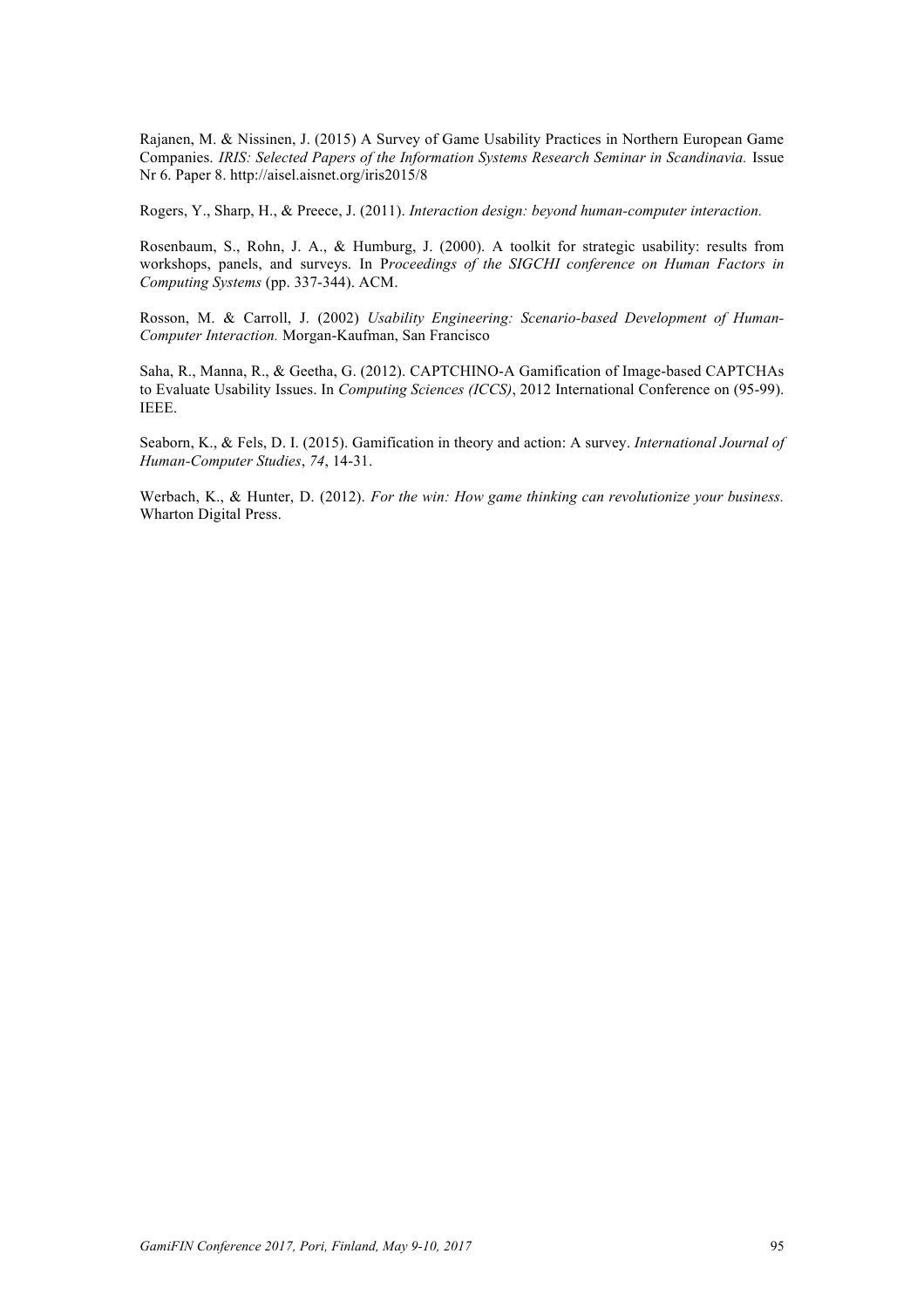Rajanen, M. & Nissinen, J. (2015) A Survey of Game Usability Practices in Northern European Game Companies. *IRIS: Selected Papers of the Information Systems Research Seminar in Scandinavia.* Issue Nr 6. Paper 8. http://aisel.aisnet.org/iris2015/8

Rogers, Y., Sharp, H., & Preece, J. (2011). *Interaction design: beyond human-computer interaction.*

Rosenbaum, S., Rohn, J. A., & Humburg, J. (2000). A toolkit for strategic usability: results from workshops, panels, and surveys. In P*roceedings of the SIGCHI conference on Human Factors in Computing Systems* (pp. 337-344). ACM.

Rosson, M. & Carroll, J. (2002) *Usability Engineering: Scenario-based Development of Human-Computer Interaction.* Morgan-Kaufman, San Francisco

Saha, R., Manna, R., & Geetha, G. (2012). CAPTCHINO-A Gamification of Image-based CAPTCHAs to Evaluate Usability Issues. In *Computing Sciences (ICCS)*, 2012 International Conference on (95-99). IEEE.

Seaborn, K., & Fels, D. I. (2015). Gamification in theory and action: A survey. *International Journal of Human-Computer Studies*, *74*, 14-31.

Werbach, K., & Hunter, D. (2012). *For the win: How game thinking can revolutionize your business.* Wharton Digital Press.